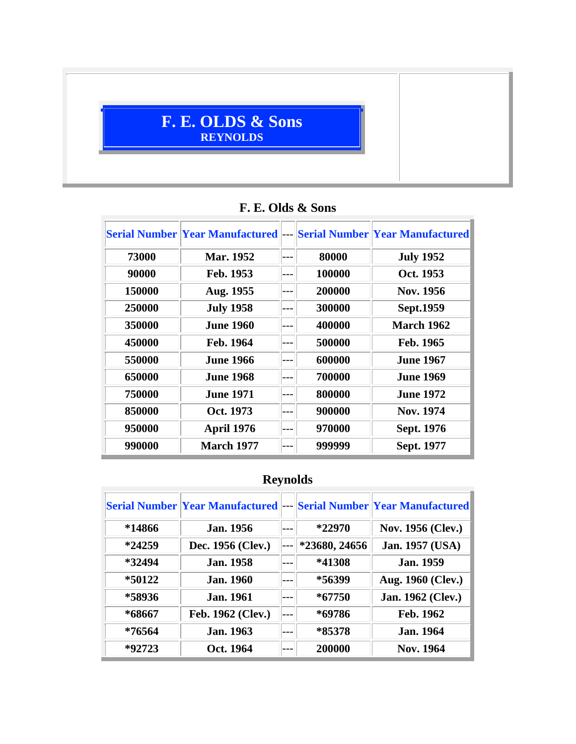# F. E. OLDS & Sons
## REYNOLDS

### F. E. Olds & Sons

| Serial Number | Year Manufactured | --- | Serial Number | Year Manufactured |
|---|---|---|---|---|
| 73000 | Mar. 1952 | --- | 80000 | July 1952 |
| 90000 | Feb. 1953 | --- | 100000 | Oct. 1953 |
| 150000 | Aug. 1955 | --- | 200000 | Nov. 1956 |
| 250000 | July 1958 | --- | 300000 | Sept.1959 |
| 350000 | June 1960 | --- | 400000 | March 1962 |
| 450000 | Feb. 1964 | --- | 500000 | Feb. 1965 |
| 550000 | June 1966 | --- | 600000 | June 1967 |
| 650000 | June 1968 | --- | 700000 | June 1969 |
| 750000 | June 1971 | --- | 800000 | June 1972 |
| 850000 | Oct. 1973 | --- | 900000 | Nov. 1974 |
| 950000 | April 1976 | --- | 970000 | Sept. 1976 |
| 990000 | March 1977 | --- | 999999 | Sept. 1977 |

### Reynolds

| Serial Number | Year Manufactured | --- | Serial Number | Year Manufactured |
|---|---|---|---|---|
| *14866 | Jan. 1956 | --- | *22970 | Nov. 1956 (Clev.) |
| *24259 | Dec. 1956 (Clev.) | --- | *23680, 24656 | Jan. 1957 (USA) |
| *32494 | Jan. 1958 | --- | *41308 | Jan. 1959 |
| *50122 | Jan. 1960 | --- | *56399 | Aug. 1960 (Clev.) |
| *58936 | Jan. 1961 | --- | *67750 | Jan. 1962 (Clev.) |
| *68667 | Feb. 1962 (Clev.) | --- | *69786 | Feb. 1962 |
| *76564 | Jan. 1963 | --- | *85378 | Jan. 1964 |
| *92723 | Oct. 1964 | --- | 200000 | Nov. 1964 |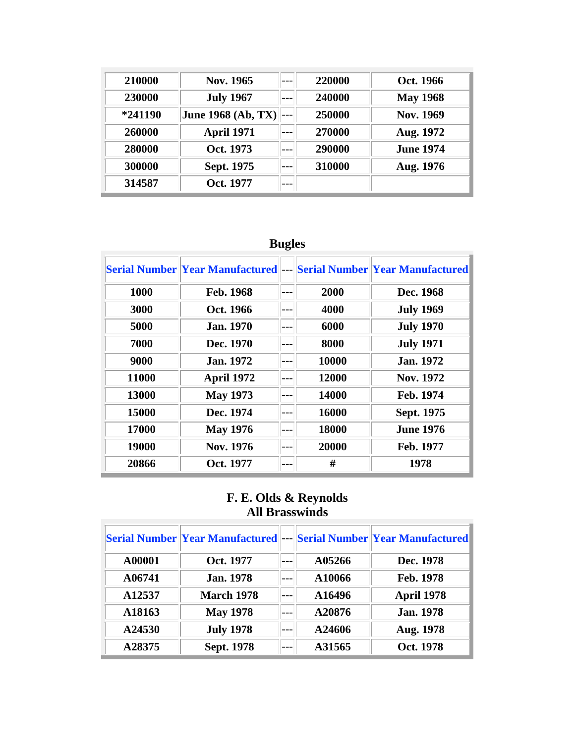| | | | | |
|---|---|---|---|---|
| 210000 | Nov. 1965 | --- | 220000 | Oct. 1966 |
| 230000 | July 1967 | --- | 240000 | May 1968 |
| *241190 | June 1968 (Ab, TX) | --- | 250000 | Nov. 1969 |
| 260000 | April 1971 | --- | 270000 | Aug. 1972 |
| 280000 | Oct. 1973 | --- | 290000 | June 1974 |
| 300000 | Sept. 1975 | --- | 310000 | Aug. 1976 |
| 314587 | Oct. 1977 | --- | | |

## Bugles

| Serial Number | Year Manufactured | --- | Serial Number | Year Manufactured |
|---|---|---|---|---|
| 1000 | Feb. 1968 | --- | 2000 | Dec. 1968 |
| 3000 | Oct. 1966 | --- | 4000 | July 1969 |
| 5000 | Jan. 1970 | --- | 6000 | July 1970 |
| 7000 | Dec. 1970 | --- | 8000 | July 1971 |
| 9000 | Jan. 1972 | --- | 10000 | Jan. 1972 |
| 11000 | April 1972 | --- | 12000 | Nov. 1972 |
| 13000 | May 1973 | --- | 14000 | Feb. 1974 |
| 15000 | Dec. 1974 | --- | 16000 | Sept. 1975 |
| 17000 | May 1976 | --- | 18000 | June 1976 |
| 19000 | Nov. 1976 | --- | 20000 | Feb. 1977 |
| 20866 | Oct. 1977 | --- | # | 1978 |

## F. E. Olds & Reynolds
## All Brasswinds

| Serial Number | Year Manufactured | --- | Serial Number | Year Manufactured |
|---|---|---|---|---|
| A00001 | Oct. 1977 | --- | A05266 | Dec. 1978 |
| A06741 | Jan. 1978 | --- | A10066 | Feb. 1978 |
| A12537 | March 1978 | --- | A16496 | April 1978 |
| A18163 | May 1978 | --- | A20876 | Jan. 1978 |
| A24530 | July 1978 | --- | A24606 | Aug. 1978 |
| A28375 | Sept. 1978 | --- | A31565 | Oct. 1978 |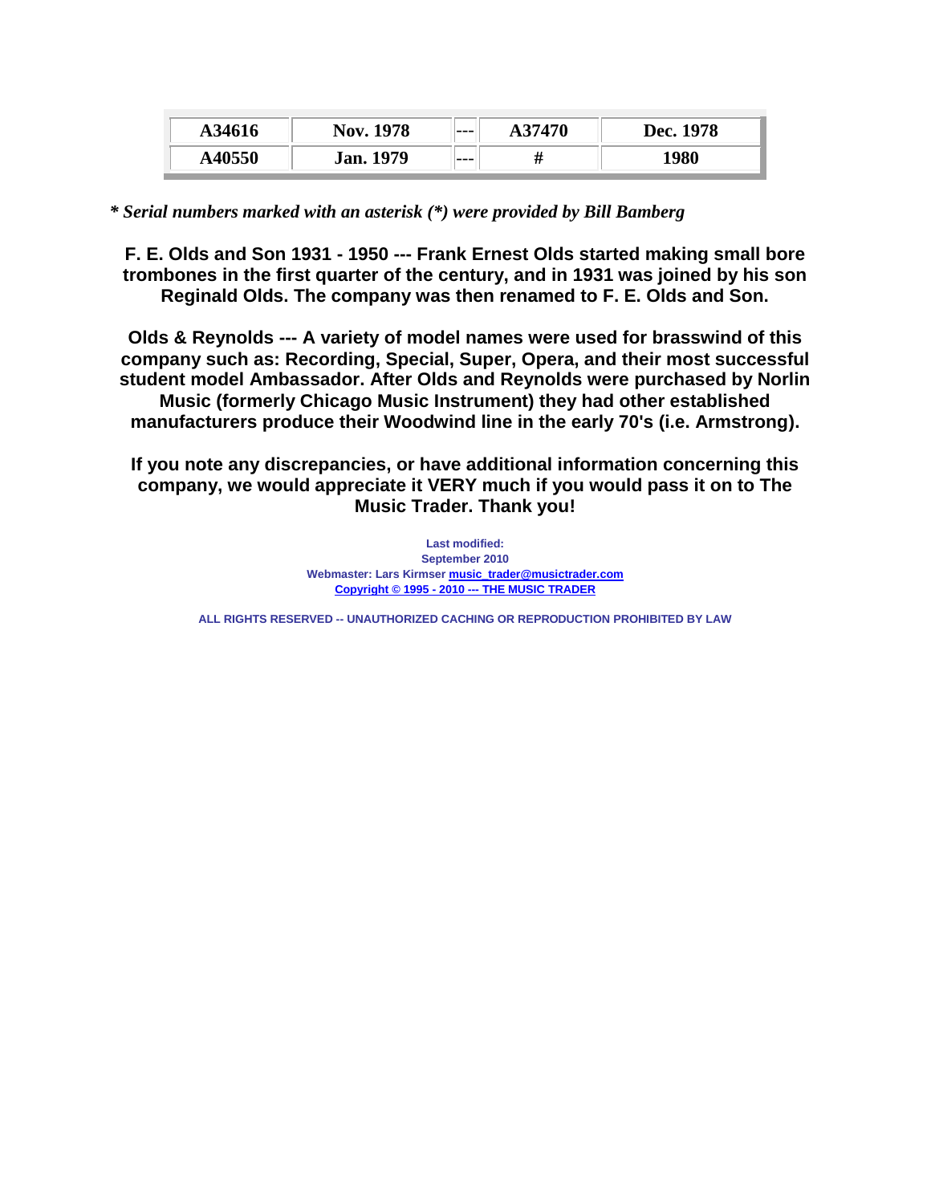| | | | | |
|---|---|---|---|---|
| A34616 | Nov. 1978 | --- | A37470 | Dec. 1978 |
| A40550 | Jan. 1979 | --- | # | 1980 |

***** *Serial numbers marked with an asterisk (*) were provided by Bill Bamberg*

**F. E. Olds and Son 1931 - 1950 --- Frank Ernest Olds started making small bore trombones in the first quarter of the century, and in 1931 was joined by his son Reginald Olds. The company was then renamed to F. E. Olds and Son.**

**Olds & Reynolds --- A variety of model names were used for brasswind of this company such as: Recording, Special, Super, Opera, and their most successful student model Ambassador. After Olds and Reynolds were purchased by Norlin Music (formerly Chicago Music Instrument) they had other established manufacturers produce their Woodwind line in the early 70's (i.e. Armstrong).**

**If you note any discrepancies, or have additional information concerning this company, we would appreciate it VERY much if you would pass it on to The Music Trader. Thank you!**

**Last modified:**
**September 2010**
**Webmaster: Lars Kirmser music_trader@musictrader.com**
**Copyright © 1995 - 2010 --- THE MUSIC TRADER**

**ALL RIGHTS RESERVED -- UNAUTHORIZED CACHING OR REPRODUCTION PROHIBITED BY LAW**